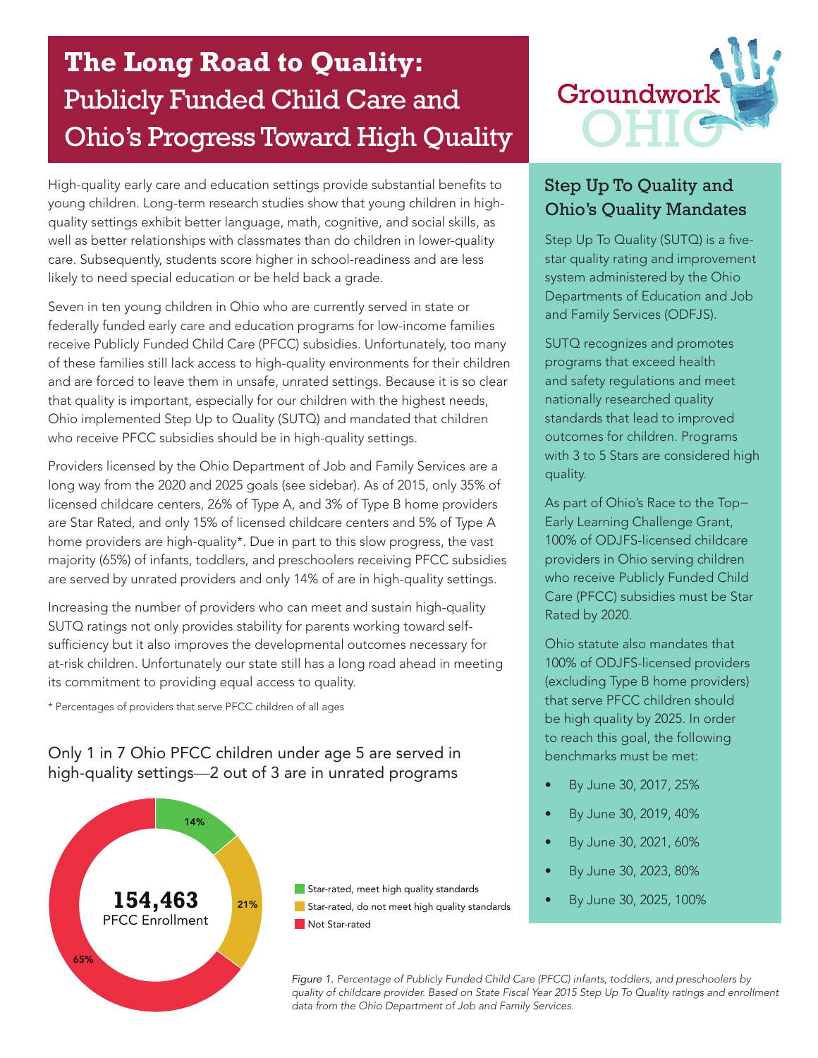# The Long Road to Quality: Publicly Funded Child Care and Ohio's Progress Toward High Quality

High-quality early care and education settings provide substantial benefits to young children. Long-term research studies show that young children in high-quality settings exhibit better language, math, cognitive, and social skills, as well as better relationships with classmates than do children in lower-quality care. Subsequently, students score higher in school-readiness and are less likely to need special education or be held back a grade.

Seven in ten young children in Ohio who are currently served in state or federally funded early care and education programs for low-income families receive Publicly Funded Child Care (PFCC) subsidies. Unfortunately, too many of these families still lack access to high-quality environments for their children and are forced to leave them in unsafe, unrated settings. Because it is so clear that quality is important, especially for our children with the highest needs, Ohio implemented Step Up to Quality (SUTQ) and mandated that children who receive PFCC subsidies should be in high-quality settings.

Providers licensed by the Ohio Department of Job and Family Services are a long way from the 2020 and 2025 goals (see sidebar). As of 2015, only 35% of licensed childcare centers, 26% of Type A, and 3% of Type B home providers are Star Rated, and only 15% of licensed childcare centers and 5% of Type A home providers are high-quality*. Due in part to this slow progress, the vast majority (65%) of infants, toddlers, and preschoolers receiving PFCC subsidies are served by unrated providers and only 14% of are in high-quality settings.

Increasing the number of providers who can meet and sustain high-quality SUTQ ratings not only provides stability for parents working toward self-sufficiency but it also improves the developmental outcomes necessary for at-risk children. Unfortunately our state still has a long road ahead in meeting its commitment to providing equal access to quality.

\* Percentages of providers that serve PFCC children of all ages

## Only 1 in 7 Ohio PFCC children under age 5 are served in high-quality settings—2 out of 3 are in unrated programs

**154,463** PFCC Enrollment

| Category | Percentage |
|---|---|
| Star-rated, meet high quality standards | 14% |
| Star-rated, do not meet high quality standards | 21% |
| Not Star-rated | 65% |

*Figure 1. Percentage of Publicly Funded Child Care (PFCC) infants, toddlers, and preschoolers by quality of childcare provider. Based on State Fiscal Year 2015 Step Up To Quality ratings and enrollment data from the Ohio Department of Job and Family Services.*

## Step Up To Quality and Ohio's Quality Mandates

Step Up To Quality (SUTQ) is a five-star quality rating and improvement system administered by the Ohio Departments of Education and Job and Family Services (ODFJS).

SUTQ recognizes and promotes programs that exceed health and safety regulations and meet nationally researched quality standards that lead to improved outcomes for children. Programs with 3 to 5 Stars are considered high quality.

As part of Ohio's Race to the Top–Early Learning Challenge Grant, 100% of ODJFS-licensed childcare providers in Ohio serving children who receive Publicly Funded Child Care (PFCC) subsidies must be Star Rated by 2020.

Ohio statute also mandates that 100% of ODJFS-licensed providers (excluding Type B home providers) that serve PFCC children should be high quality by 2025. In order to reach this goal, the following benchmarks must be met:

- By June 30, 2017, 25%
- By June 30, 2019, 40%
- By June 30, 2021, 60%
- By June 30, 2023, 80%
- By June 30, 2025, 100%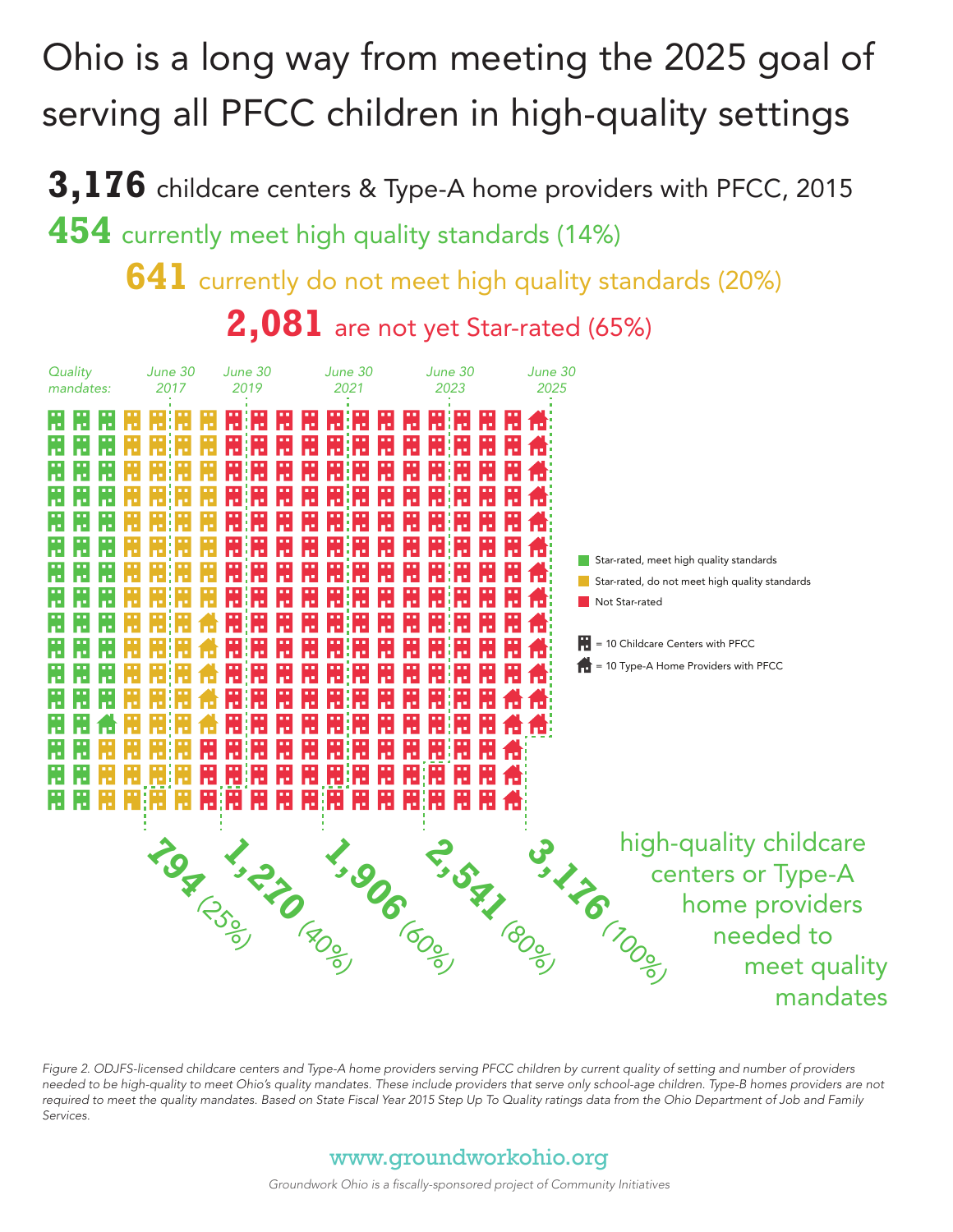# Ohio is a long way from meeting the 2025 goal of serving all PFCC children in high-quality settings

**3,176** childcare centers & Type-A home providers with PFCC, 2015

**454** currently meet high quality standards (14%)

**641** currently do not meet high quality standards (20%)

**2,081** are not yet Star-rated (65%)

Quality mandates:

June 30 2017

June 30 2019

June 30 2021

June 30 2023

June 30 2025

Star-rated, meet high quality standards

Star-rated, do not meet high quality standards

Not Star-rated

= 10 Childcare Centers with PFCC

= 10 Type-A Home Providers with PFCC

**794** (25%)

**1,270** (40%)

**1,906** (60%)

**2,541** (80%)

**3,176** (100%)

high-quality childcare centers or Type-A home providers needed to meet quality mandates

*Figure 2. ODJFS-licensed childcare centers and Type-A home providers serving PFCC children by current quality of setting and number of providers needed to be high-quality to meet Ohio's quality mandates. These include providers that serve only school-age children. Type-B homes providers are not required to meet the quality mandates. Based on State Fiscal Year 2015 Step Up To Quality ratings data from the Ohio Department of Job and Family Services.*

www.groundworkohio.org

*Groundwork Ohio is a fiscally-sponsored project of Community Initiatives*